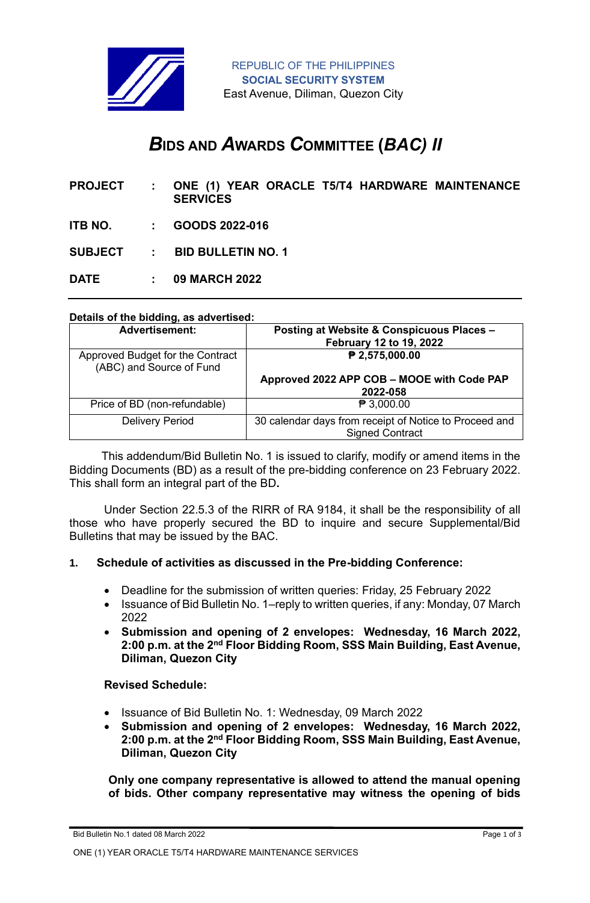REPUBLIC OF THE PHILIPPINES
**SOCIAL SECURITY SYSTEM**
East Avenue, Diliman, Quezon City

# *BIDS AND AWARDS COMMITTEE (BAC) II*

**PROJECT : ONE (1) YEAR ORACLE T5/T4 HARDWARE MAINTENANCE SERVICES**

**ITB NO. : GOODS 2022-016**

**SUBJECT : BID BULLETIN NO. 1**

**DATE : 09 MARCH 2022**

---

**Details of the bidding, as advertised:**

| Advertisement: | Posting at Website & Conspicuous Places – February 12 to 19, 2022 |
|---|---|
| Approved Budget for the Contract (ABC) and Source of Fund | **₱ 2,575,000.00**<br><br>**Approved 2022 APP COB – MOOE with Code PAP 2022-058** |
| Price of BD (non-refundable) | ₱ 3,000.00 |
| Delivery Period | 30 calendar days from receipt of Notice to Proceed and Signed Contract |

This addendum/Bid Bulletin No. 1 is issued to clarify, modify or amend items in the Bidding Documents (BD) as a result of the pre-bidding conference on 23 February 2022. This shall form an integral part of the BD**.**

Under Section 22.5.3 of the RIRR of RA 9184, it shall be the responsibility of all those who have properly secured the BD to inquire and secure Supplemental/Bid Bulletins that may be issued by the BAC.

**1. Schedule of activities as discussed in the Pre-bidding Conference:**

- Deadline for the submission of written queries: Friday, 25 February 2022
- Issuance of Bid Bulletin No. 1–reply to written queries, if any: Monday, 07 March 2022
- **Submission and opening of 2 envelopes: Wednesday, 16 March 2022, 2:00 p.m. at the 2nd Floor Bidding Room, SSS Main Building, East Avenue, Diliman, Quezon City**

**Revised Schedule:**

- Issuance of Bid Bulletin No. 1: Wednesday, 09 March 2022
- **Submission and opening of 2 envelopes: Wednesday, 16 March 2022, 2:00 p.m. at the 2nd Floor Bidding Room, SSS Main Building, East Avenue, Diliman, Quezon City**

**Only one company representative is allowed to attend the manual opening of bids. Other company representative may witness the opening of bids**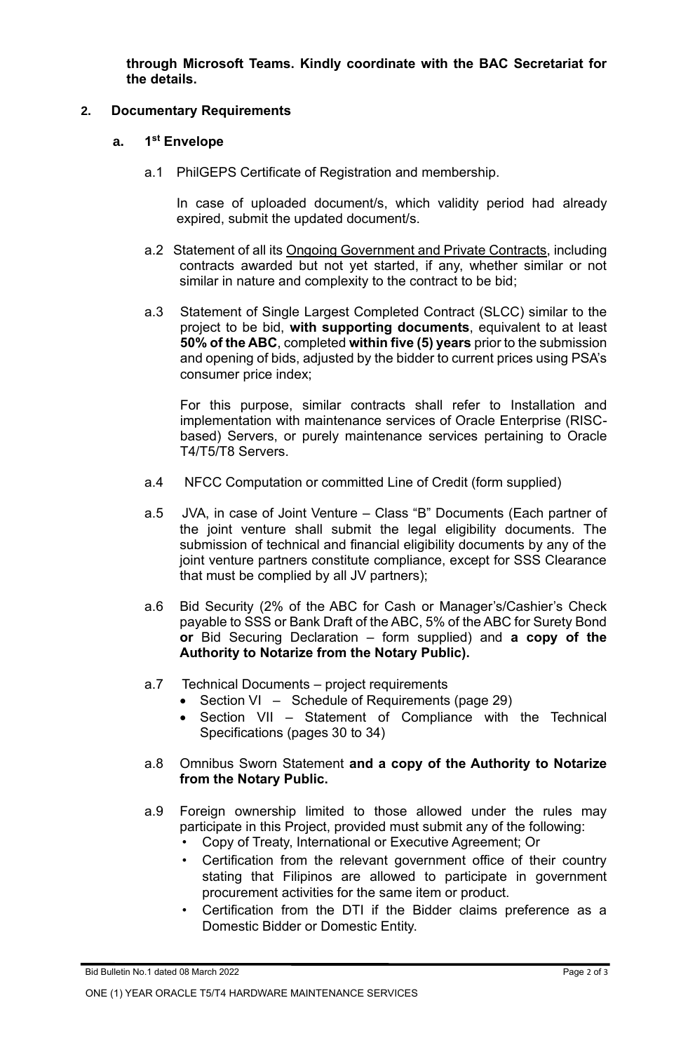**through Microsoft Teams. Kindly coordinate with the BAC Secretariat for the details.**

**2. Documentary Requirements**

**a. 1st Envelope**

a.1 PhilGEPS Certificate of Registration and membership.

In case of uploaded document/s, which validity period had already expired, submit the updated document/s.

a.2 Statement of all its Ongoing Government and Private Contracts, including contracts awarded but not yet started, if any, whether similar or not similar in nature and complexity to the contract to be bid;

a.3 Statement of Single Largest Completed Contract (SLCC) similar to the project to be bid, **with supporting documents**, equivalent to at least **50% of the ABC**, completed **within five (5) years** prior to the submission and opening of bids, adjusted by the bidder to current prices using PSA's consumer price index;

For this purpose, similar contracts shall refer to Installation and implementation with maintenance services of Oracle Enterprise (RISC-based) Servers, or purely maintenance services pertaining to Oracle T4/T5/T8 Servers.

a.4 NFCC Computation or committed Line of Credit (form supplied)

a.5 JVA, in case of Joint Venture – Class "B" Documents (Each partner of the joint venture shall submit the legal eligibility documents. The submission of technical and financial eligibility documents by any of the joint venture partners constitute compliance, except for SSS Clearance that must be complied by all JV partners);

a.6 Bid Security (2% of the ABC for Cash or Manager's/Cashier's Check payable to SSS or Bank Draft of the ABC, 5% of the ABC for Surety Bond **or** Bid Securing Declaration – form supplied) and **a copy of the Authority to Notarize from the Notary Public).**

a.7 Technical Documents – project requirements

- Section VI – Schedule of Requirements (page 29)
- Section VII – Statement of Compliance with the Technical Specifications (pages 30 to 34)

a.8 Omnibus Sworn Statement **and a copy of the Authority to Notarize from the Notary Public.**

a.9 Foreign ownership limited to those allowed under the rules may participate in this Project, provided must submit any of the following:

- Copy of Treaty, International or Executive Agreement; Or
- Certification from the relevant government office of their country stating that Filipinos are allowed to participate in government procurement activities for the same item or product.
- Certification from the DTI if the Bidder claims preference as a Domestic Bidder or Domestic Entity.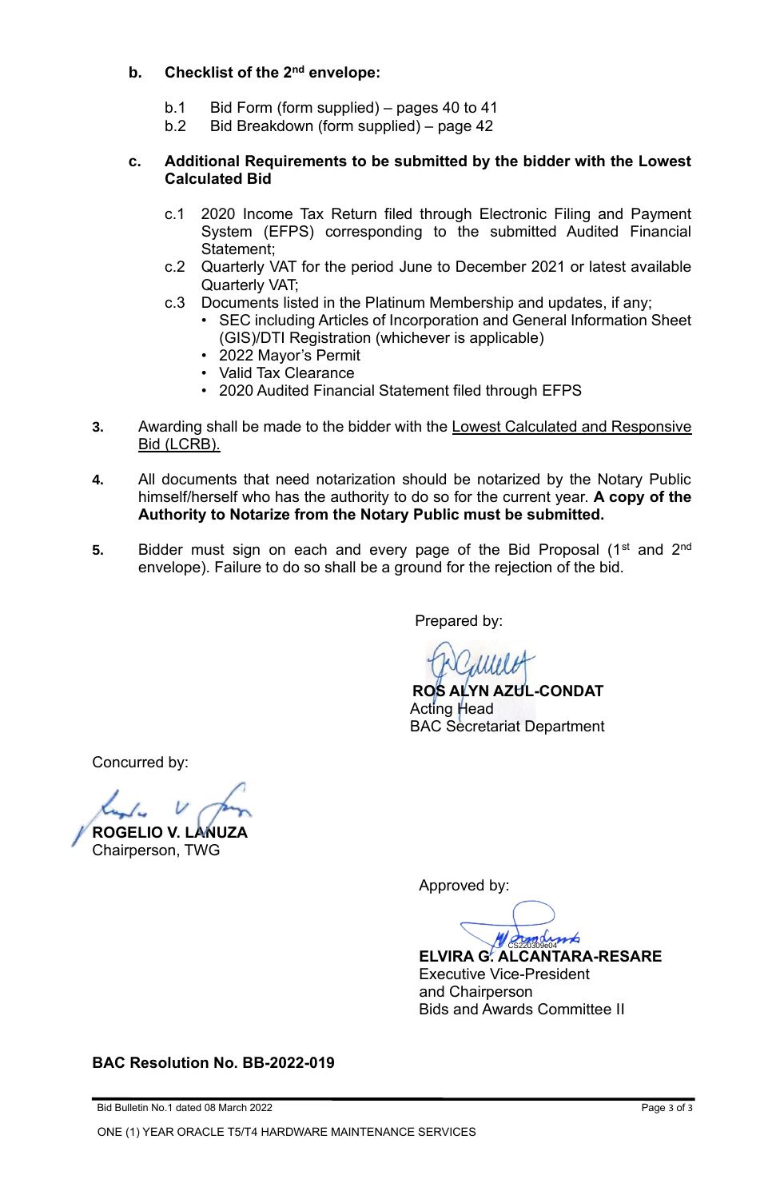**b. Checklist of the 2nd envelope:**

b.1 Bid Form (form supplied) – pages 40 to 41
b.2 Bid Breakdown (form supplied) – page 42

**c. Additional Requirements to be submitted by the bidder with the Lowest Calculated Bid**

c.1 2020 Income Tax Return filed through Electronic Filing and Payment System (EFPS) corresponding to the submitted Audited Financial Statement;
c.2 Quarterly VAT for the period June to December 2021 or latest available Quarterly VAT;
c.3 Documents listed in the Platinum Membership and updates, if any;
- SEC including Articles of Incorporation and General Information Sheet (GIS)/DTI Registration (whichever is applicable)
- 2022 Mayor's Permit
- Valid Tax Clearance
- 2020 Audited Financial Statement filed through EFPS

**3.** Awarding shall be made to the bidder with the Lowest Calculated and Responsive Bid (LCRB).

**4.** All documents that need notarization should be notarized by the Notary Public himself/herself who has the authority to do so for the current year. **A copy of the Authority to Notarize from the Notary Public must be submitted.**

**5.** Bidder must sign on each and every page of the Bid Proposal (1st and 2nd envelope). Failure to do so shall be a ground for the rejection of the bid.

Prepared by:

**ROS ALYN AZUL-CONDAT**
Acting Head
BAC Secretariat Department

Concurred by:

**ROGELIO V. LANUZA**
Chairperson, TWG

Approved by:

CS220309e04

**ELVIRA G. ALCANTARA-RESARE**
Executive Vice-President
and Chairperson
Bids and Awards Committee II

**BAC Resolution No. BB-2022-019**

Bid Bulletin No.1 dated 08 March 2022

ONE (1) YEAR ORACLE T5/T4 HARDWARE MAINTENANCE SERVICES